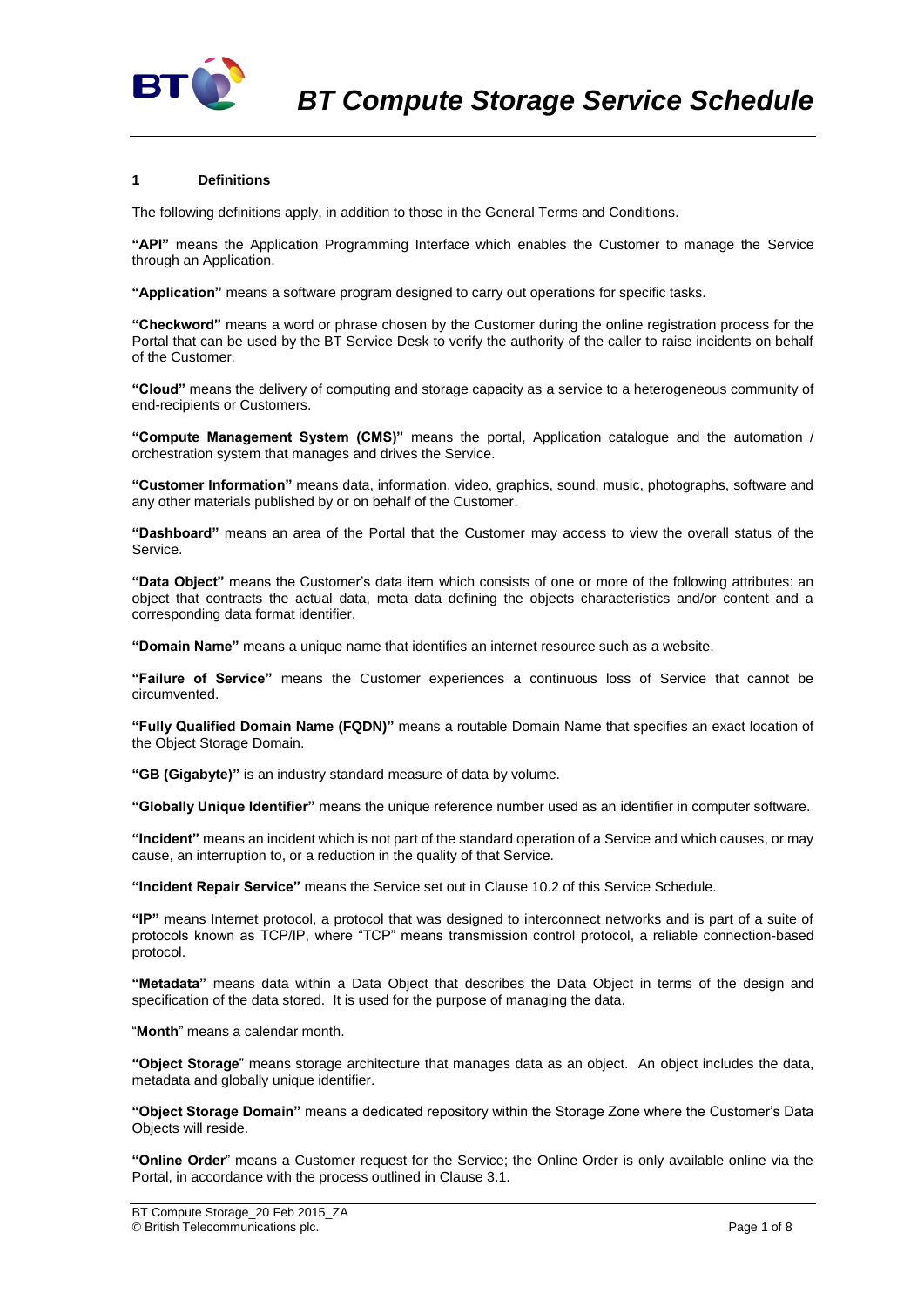# BT Compute Storage Service Schedule

## 1 Definitions

The following definitions apply, in addition to those in the General Terms and Conditions.

**"API"** means the Application Programming Interface which enables the Customer to manage the Service through an Application.

**"Application"** means a software program designed to carry out operations for specific tasks.

**"Checkword"** means a word or phrase chosen by the Customer during the online registration process for the Portal that can be used by the BT Service Desk to verify the authority of the caller to raise incidents on behalf of the Customer.

**"Cloud"** means the delivery of computing and storage capacity as a service to a heterogeneous community of end-recipients or Customers.

**"Compute Management System (CMS)"** means the portal, Application catalogue and the automation / orchestration system that manages and drives the Service.

**"Customer Information"** means data, information, video, graphics, sound, music, photographs, software and any other materials published by or on behalf of the Customer.

**"Dashboard"** means an area of the Portal that the Customer may access to view the overall status of the Service.

**"Data Object"** means the Customer's data item which consists of one or more of the following attributes: an object that contracts the actual data, meta data defining the objects characteristics and/or content and a corresponding data format identifier.

**"Domain Name"** means a unique name that identifies an internet resource such as a website.

**"Failure of Service"** means the Customer experiences a continuous loss of Service that cannot be circumvented.

**"Fully Qualified Domain Name (FQDN)"** means a routable Domain Name that specifies an exact location of the Object Storage Domain.

**"GB (Gigabyte)"** is an industry standard measure of data by volume.

**"Globally Unique Identifier"** means the unique reference number used as an identifier in computer software.

**"Incident"** means an incident which is not part of the standard operation of a Service and which causes, or may cause, an interruption to, or a reduction in the quality of that Service.

**"Incident Repair Service"** means the Service set out in Clause 10.2 of this Service Schedule.

**"IP"** means Internet protocol, a protocol that was designed to interconnect networks and is part of a suite of protocols known as TCP/IP, where "TCP" means transmission control protocol, a reliable connection-based protocol.

**"Metadata"** means data within a Data Object that describes the Data Object in terms of the design and specification of the data stored. It is used for the purpose of managing the data.

"**Month**" means a calendar month.

**"Object Storage**" means storage architecture that manages data as an object. An object includes the data, metadata and globally unique identifier.

**"Object Storage Domain"** means a dedicated repository within the Storage Zone where the Customer's Data Objects will reside.

**"Online Order**" means a Customer request for the Service; the Online Order is only available online via the Portal, in accordance with the process outlined in Clause 3.1.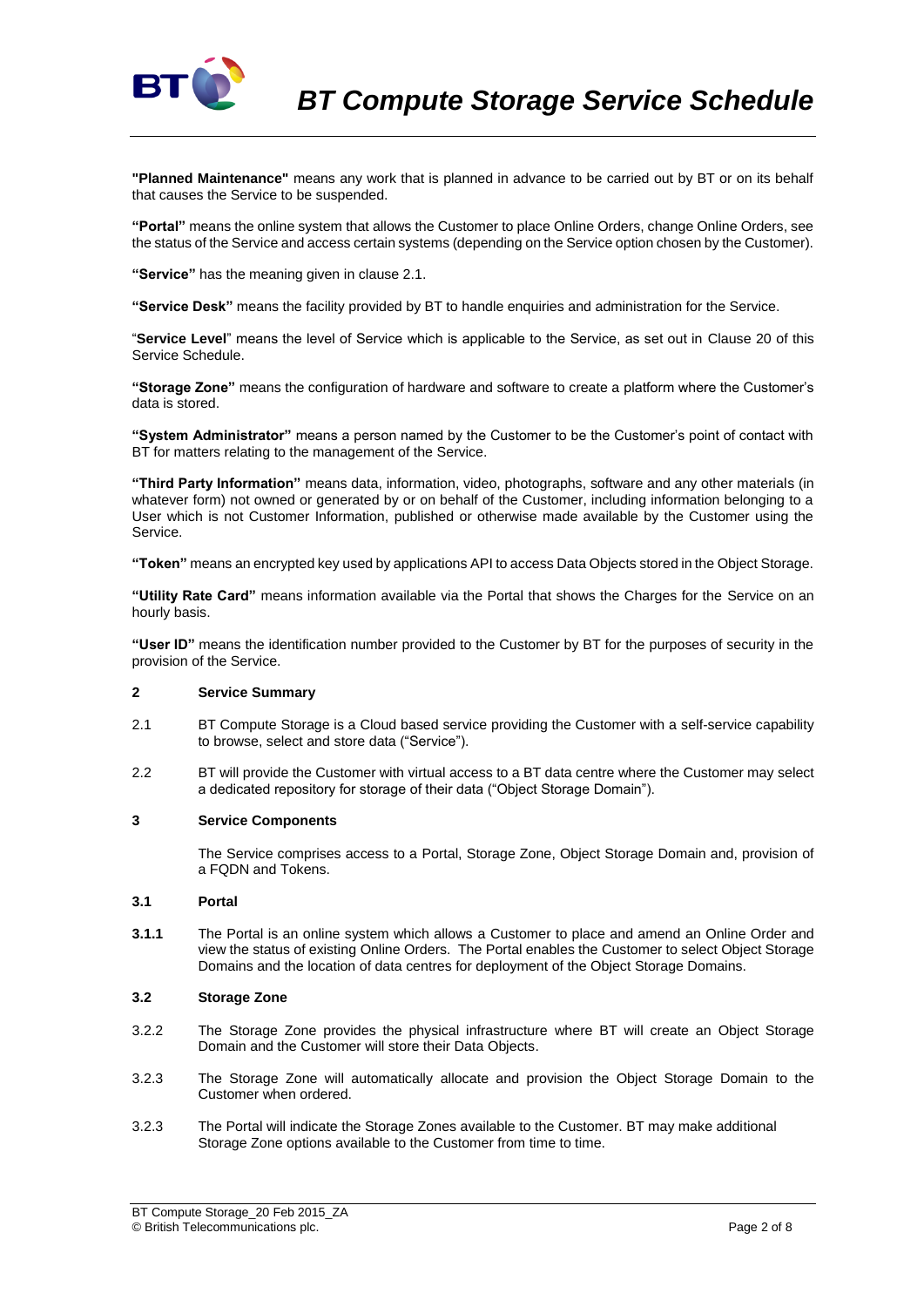**"Planned Maintenance"** means any work that is planned in advance to be carried out by BT or on its behalf that causes the Service to be suspended.

**"Portal"** means the online system that allows the Customer to place Online Orders, change Online Orders, see the status of the Service and access certain systems (depending on the Service option chosen by the Customer).

**"Service"** has the meaning given in clause 2.1.

**"Service Desk"** means the facility provided by BT to handle enquiries and administration for the Service.

"**Service Level**" means the level of Service which is applicable to the Service, as set out in Clause 20 of this Service Schedule.

**"Storage Zone"** means the configuration of hardware and software to create a platform where the Customer's data is stored.

**"System Administrator"** means a person named by the Customer to be the Customer's point of contact with BT for matters relating to the management of the Service.

**"Third Party Information"** means data, information, video, photographs, software and any other materials (in whatever form) not owned or generated by or on behalf of the Customer, including information belonging to a User which is not Customer Information, published or otherwise made available by the Customer using the Service.

**"Token"** means an encrypted key used by applications API to access Data Objects stored in the Object Storage.

**"Utility Rate Card"** means information available via the Portal that shows the Charges for the Service on an hourly basis.

**"User ID"** means the identification number provided to the Customer by BT for the purposes of security in the provision of the Service.

## 2 Service Summary

2.1 BT Compute Storage is a Cloud based service providing the Customer with a self-service capability to browse, select and store data ("Service").

2.2 BT will provide the Customer with virtual access to a BT data centre where the Customer may select a dedicated repository for storage of their data ("Object Storage Domain").

## 3 Service Components

The Service comprises access to a Portal, Storage Zone, Object Storage Domain and, provision of a FQDN and Tokens.

### 3.1 Portal

**3.1.1** The Portal is an online system which allows a Customer to place and amend an Online Order and view the status of existing Online Orders. The Portal enables the Customer to select Object Storage Domains and the location of data centres for deployment of the Object Storage Domains.

### 3.2 Storage Zone

3.2.2 The Storage Zone provides the physical infrastructure where BT will create an Object Storage Domain and the Customer will store their Data Objects.

3.2.3 The Storage Zone will automatically allocate and provision the Object Storage Domain to the Customer when ordered.

3.2.3 The Portal will indicate the Storage Zones available to the Customer. BT may make additional Storage Zone options available to the Customer from time to time.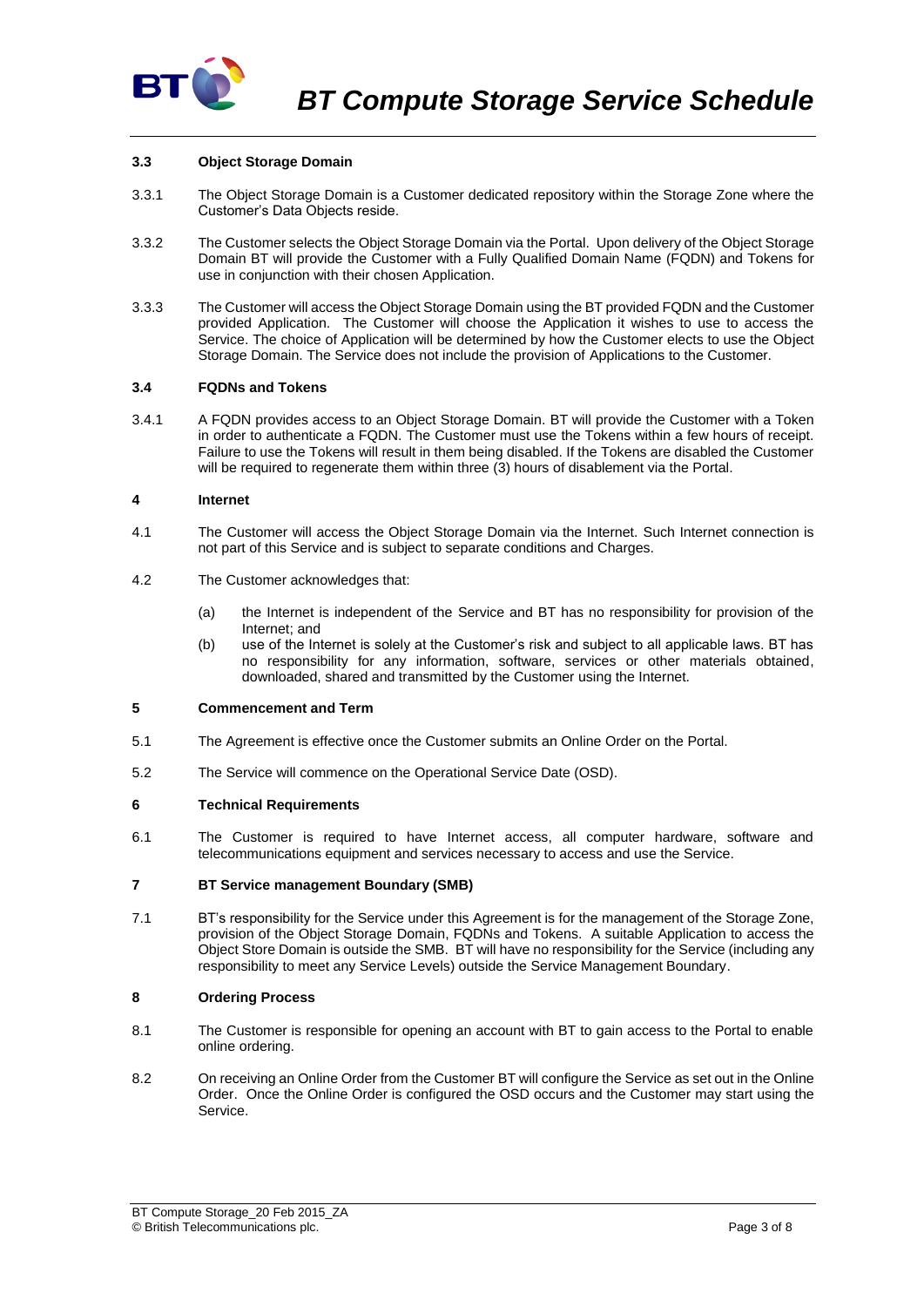### 3.3 Object Storage Domain

3.3.1 The Object Storage Domain is a Customer dedicated repository within the Storage Zone where the Customer's Data Objects reside.

3.3.2 The Customer selects the Object Storage Domain via the Portal. Upon delivery of the Object Storage Domain BT will provide the Customer with a Fully Qualified Domain Name (FQDN) and Tokens for use in conjunction with their chosen Application.

3.3.3 The Customer will access the Object Storage Domain using the BT provided FQDN and the Customer provided Application. The Customer will choose the Application it wishes to use to access the Service. The choice of Application will be determined by how the Customer elects to use the Object Storage Domain. The Service does not include the provision of Applications to the Customer.

### 3.4 FQDNs and Tokens

3.4.1 A FQDN provides access to an Object Storage Domain. BT will provide the Customer with a Token in order to authenticate a FQDN. The Customer must use the Tokens within a few hours of receipt. Failure to use the Tokens will result in them being disabled. If the Tokens are disabled the Customer will be required to regenerate them within three (3) hours of disablement via the Portal.

## 4 Internet

4.1 The Customer will access the Object Storage Domain via the Internet. Such Internet connection is not part of this Service and is subject to separate conditions and Charges.

4.2 The Customer acknowledges that:

(a) the Internet is independent of the Service and BT has no responsibility for provision of the Internet; and

(b) use of the Internet is solely at the Customer's risk and subject to all applicable laws. BT has no responsibility for any information, software, services or other materials obtained, downloaded, shared and transmitted by the Customer using the Internet.

## 5 Commencement and Term

5.1 The Agreement is effective once the Customer submits an Online Order on the Portal.

5.2 The Service will commence on the Operational Service Date (OSD).

## 6 Technical Requirements

6.1 The Customer is required to have Internet access, all computer hardware, software and telecommunications equipment and services necessary to access and use the Service.

## 7 BT Service management Boundary (SMB)

7.1 BT's responsibility for the Service under this Agreement is for the management of the Storage Zone, provision of the Object Storage Domain, FQDNs and Tokens. A suitable Application to access the Object Store Domain is outside the SMB. BT will have no responsibility for the Service (including any responsibility to meet any Service Levels) outside the Service Management Boundary.

## 8 Ordering Process

8.1 The Customer is responsible for opening an account with BT to gain access to the Portal to enable online ordering.

8.2 On receiving an Online Order from the Customer BT will configure the Service as set out in the Online Order. Once the Online Order is configured the OSD occurs and the Customer may start using the Service.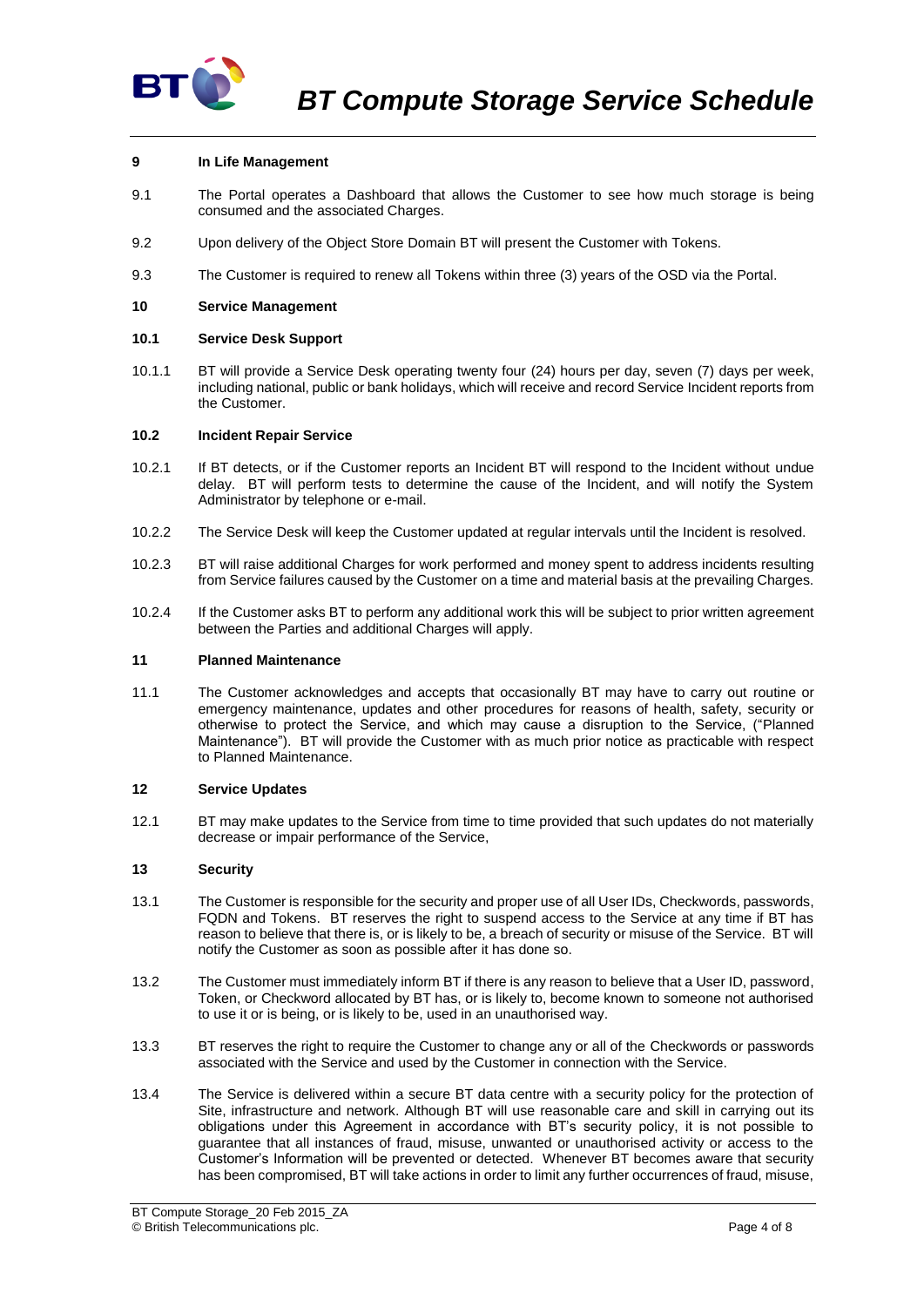**9 In Life Management**

9.1 The Portal operates a Dashboard that allows the Customer to see how much storage is being consumed and the associated Charges.

9.2 Upon delivery of the Object Store Domain BT will present the Customer with Tokens.

9.3 The Customer is required to renew all Tokens within three (3) years of the OSD via the Portal.

**10 Service Management**

**10.1 Service Desk Support**

10.1.1 BT will provide a Service Desk operating twenty four (24) hours per day, seven (7) days per week, including national, public or bank holidays, which will receive and record Service Incident reports from the Customer.

**10.2 Incident Repair Service**

10.2.1 If BT detects, or if the Customer reports an Incident BT will respond to the Incident without undue delay. BT will perform tests to determine the cause of the Incident, and will notify the System Administrator by telephone or e-mail.

10.2.2 The Service Desk will keep the Customer updated at regular intervals until the Incident is resolved.

10.2.3 BT will raise additional Charges for work performed and money spent to address incidents resulting from Service failures caused by the Customer on a time and material basis at the prevailing Charges.

10.2.4 If the Customer asks BT to perform any additional work this will be subject to prior written agreement between the Parties and additional Charges will apply.

**11 Planned Maintenance**

11.1 The Customer acknowledges and accepts that occasionally BT may have to carry out routine or emergency maintenance, updates and other procedures for reasons of health, safety, security or otherwise to protect the Service, and which may cause a disruption to the Service, ("Planned Maintenance"). BT will provide the Customer with as much prior notice as practicable with respect to Planned Maintenance.

**12 Service Updates**

12.1 BT may make updates to the Service from time to time provided that such updates do not materially decrease or impair performance of the Service,

**13 Security**

13.1 The Customer is responsible for the security and proper use of all User IDs, Checkwords, passwords, FQDN and Tokens. BT reserves the right to suspend access to the Service at any time if BT has reason to believe that there is, or is likely to be, a breach of security or misuse of the Service. BT will notify the Customer as soon as possible after it has done so.

13.2 The Customer must immediately inform BT if there is any reason to believe that a User ID, password, Token, or Checkword allocated by BT has, or is likely to, become known to someone not authorised to use it or is being, or is likely to be, used in an unauthorised way.

13.3 BT reserves the right to require the Customer to change any or all of the Checkwords or passwords associated with the Service and used by the Customer in connection with the Service.

13.4 The Service is delivered within a secure BT data centre with a security policy for the protection of Site, infrastructure and network. Although BT will use reasonable care and skill in carrying out its obligations under this Agreement in accordance with BT's security policy, it is not possible to guarantee that all instances of fraud, misuse, unwanted or unauthorised activity or access to the Customer's Information will be prevented or detected. Whenever BT becomes aware that security has been compromised, BT will take actions in order to limit any further occurrences of fraud, misuse,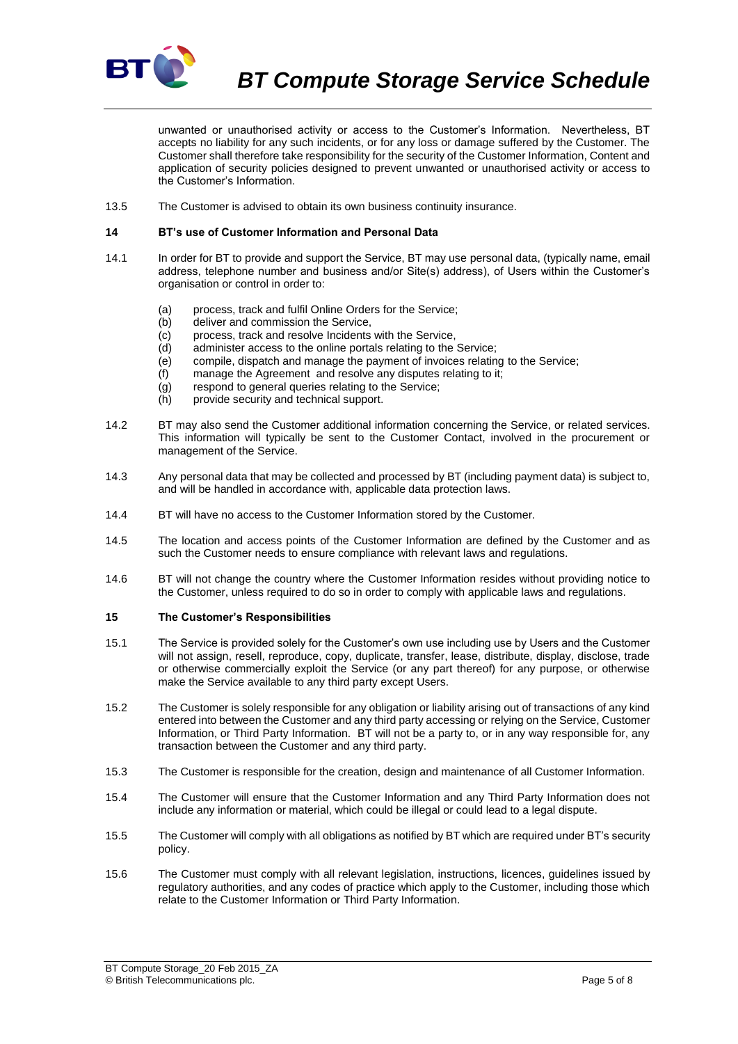unwanted or unauthorised activity or access to the Customer's Information. Nevertheless, BT accepts no liability for any such incidents, or for any loss or damage suffered by the Customer. The Customer shall therefore take responsibility for the security of the Customer Information, Content and application of security policies designed to prevent unwanted or unauthorised activity or access to the Customer's Information.

13.5 The Customer is advised to obtain its own business continuity insurance.

### 14 BT's use of Customer Information and Personal Data

14.1 In order for BT to provide and support the Service, BT may use personal data, (typically name, email address, telephone number and business and/or Site(s) address), of Users within the Customer's organisation or control in order to:

- (a) process, track and fulfil Online Orders for the Service;
- (b) deliver and commission the Service,
- (c) process, track and resolve Incidents with the Service,
- (d) administer access to the online portals relating to the Service;
- (e) compile, dispatch and manage the payment of invoices relating to the Service;
- (f) manage the Agreement and resolve any disputes relating to it;
- (g) respond to general queries relating to the Service;
- (h) provide security and technical support.

14.2 BT may also send the Customer additional information concerning the Service, or related services. This information will typically be sent to the Customer Contact, involved in the procurement or management of the Service.

14.3 Any personal data that may be collected and processed by BT (including payment data) is subject to, and will be handled in accordance with, applicable data protection laws.

14.4 BT will have no access to the Customer Information stored by the Customer.

14.5 The location and access points of the Customer Information are defined by the Customer and as such the Customer needs to ensure compliance with relevant laws and regulations.

14.6 BT will not change the country where the Customer Information resides without providing notice to the Customer, unless required to do so in order to comply with applicable laws and regulations.

### 15 The Customer's Responsibilities

15.1 The Service is provided solely for the Customer's own use including use by Users and the Customer will not assign, resell, reproduce, copy, duplicate, transfer, lease, distribute, display, disclose, trade or otherwise commercially exploit the Service (or any part thereof) for any purpose, or otherwise make the Service available to any third party except Users.

15.2 The Customer is solely responsible for any obligation or liability arising out of transactions of any kind entered into between the Customer and any third party accessing or relying on the Service, Customer Information, or Third Party Information. BT will not be a party to, or in any way responsible for, any transaction between the Customer and any third party.

15.3 The Customer is responsible for the creation, design and maintenance of all Customer Information.

15.4 The Customer will ensure that the Customer Information and any Third Party Information does not include any information or material, which could be illegal or could lead to a legal dispute.

15.5 The Customer will comply with all obligations as notified by BT which are required under BT's security policy.

15.6 The Customer must comply with all relevant legislation, instructions, licences, guidelines issued by regulatory authorities, and any codes of practice which apply to the Customer, including those which relate to the Customer Information or Third Party Information.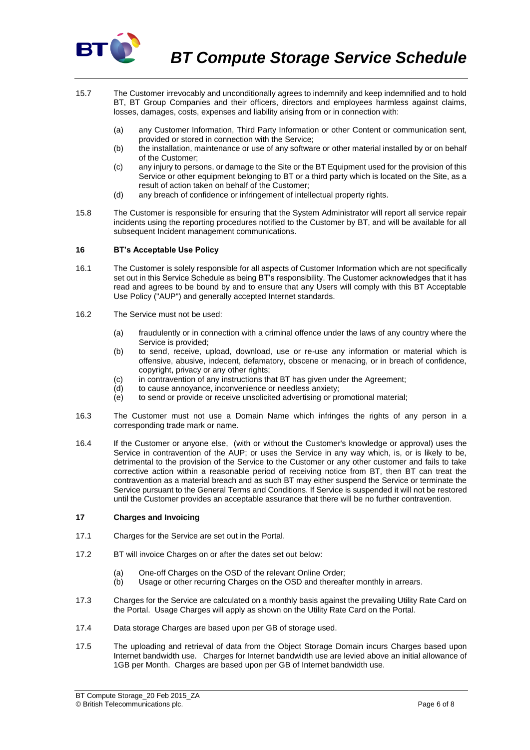15.7 The Customer irrevocably and unconditionally agrees to indemnify and keep indemnified and to hold BT, BT Group Companies and their officers, directors and employees harmless against claims, losses, damages, costs, expenses and liability arising from or in connection with:

(a) any Customer Information, Third Party Information or other Content or communication sent, provided or stored in connection with the Service;
(b) the installation, maintenance or use of any software or other material installed by or on behalf of the Customer;
(c) any injury to persons, or damage to the Site or the BT Equipment used for the provision of this Service or other equipment belonging to BT or a third party which is located on the Site, as a result of action taken on behalf of the Customer;
(d) any breach of confidence or infringement of intellectual property rights.

15.8 The Customer is responsible for ensuring that the System Administrator will report all service repair incidents using the reporting procedures notified to the Customer by BT, and will be available for all subsequent Incident management communications.

## 16 BT's Acceptable Use Policy

16.1 The Customer is solely responsible for all aspects of Customer Information which are not specifically set out in this Service Schedule as being BT's responsibility. The Customer acknowledges that it has read and agrees to be bound by and to ensure that any Users will comply with this BT Acceptable Use Policy ("AUP") and generally accepted Internet standards.

16.2 The Service must not be used:

(a) fraudulently or in connection with a criminal offence under the laws of any country where the Service is provided;
(b) to send, receive, upload, download, use or re-use any information or material which is offensive, abusive, indecent, defamatory, obscene or menacing, or in breach of confidence, copyright, privacy or any other rights;
(c) in contravention of any instructions that BT has given under the Agreement;
(d) to cause annoyance, inconvenience or needless anxiety;
(e) to send or provide or receive unsolicited advertising or promotional material;

16.3 The Customer must not use a Domain Name which infringes the rights of any person in a corresponding trade mark or name.

16.4 If the Customer or anyone else, (with or without the Customer's knowledge or approval) uses the Service in contravention of the AUP; or uses the Service in any way which, is, or is likely to be, detrimental to the provision of the Service to the Customer or any other customer and fails to take corrective action within a reasonable period of receiving notice from BT, then BT can treat the contravention as a material breach and as such BT may either suspend the Service or terminate the Service pursuant to the General Terms and Conditions. If Service is suspended it will not be restored until the Customer provides an acceptable assurance that there will be no further contravention.

## 17 Charges and Invoicing

17.1 Charges for the Service are set out in the Portal.

17.2 BT will invoice Charges on or after the dates set out below:

(a) One-off Charges on the OSD of the relevant Online Order;
(b) Usage or other recurring Charges on the OSD and thereafter monthly in arrears.

17.3 Charges for the Service are calculated on a monthly basis against the prevailing Utility Rate Card on the Portal. Usage Charges will apply as shown on the Utility Rate Card on the Portal.

17.4 Data storage Charges are based upon per GB of storage used.

17.5 The uploading and retrieval of data from the Object Storage Domain incurs Charges based upon Internet bandwidth use. Charges for Internet bandwidth use are levied above an initial allowance of 1GB per Month. Charges are based upon per GB of Internet bandwidth use.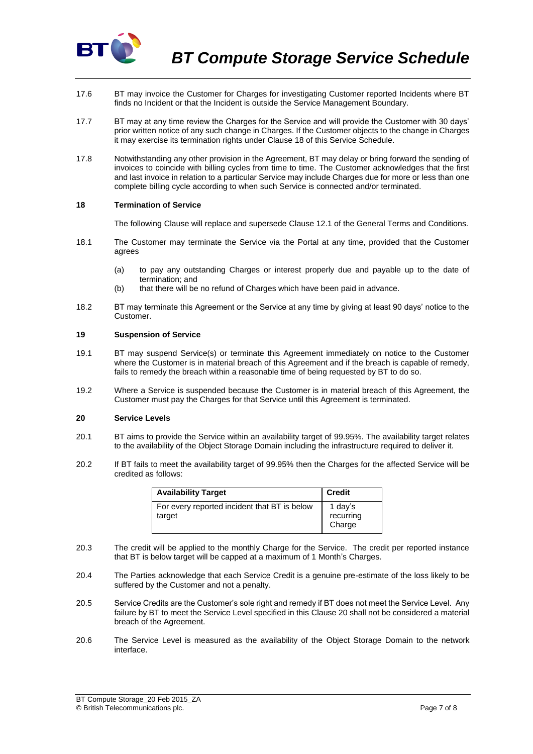17.6 BT may invoice the Customer for Charges for investigating Customer reported Incidents where BT finds no Incident or that the Incident is outside the Service Management Boundary.

17.7 BT may at any time review the Charges for the Service and will provide the Customer with 30 days' prior written notice of any such change in Charges. If the Customer objects to the change in Charges it may exercise its termination rights under Clause 18 of this Service Schedule.

17.8 Notwithstanding any other provision in the Agreement, BT may delay or bring forward the sending of invoices to coincide with billing cycles from time to time. The Customer acknowledges that the first and last invoice in relation to a particular Service may include Charges due for more or less than one complete billing cycle according to when such Service is connected and/or terminated.

## 18 Termination of Service

The following Clause will replace and supersede Clause 12.1 of the General Terms and Conditions.

18.1 The Customer may terminate the Service via the Portal at any time, provided that the Customer agrees

(a) to pay any outstanding Charges or interest properly due and payable up to the date of termination; and
(b) that there will be no refund of Charges which have been paid in advance.

18.2 BT may terminate this Agreement or the Service at any time by giving at least 90 days' notice to the Customer.

## 19 Suspension of Service

19.1 BT may suspend Service(s) or terminate this Agreement immediately on notice to the Customer where the Customer is in material breach of this Agreement and if the breach is capable of remedy, fails to remedy the breach within a reasonable time of being requested by BT to do so.

19.2 Where a Service is suspended because the Customer is in material breach of this Agreement, the Customer must pay the Charges for that Service until this Agreement is terminated.

## 20 Service Levels

20.1 BT aims to provide the Service within an availability target of 99.95%. The availability target relates to the availability of the Object Storage Domain including the infrastructure required to deliver it.

20.2 If BT fails to meet the availability target of 99.95% then the Charges for the affected Service will be credited as follows:

| Availability Target | Credit |
|---|---|
| For every reported incident that BT is below target | 1 day's recurring Charge |

20.3 The credit will be applied to the monthly Charge for the Service. The credit per reported instance that BT is below target will be capped at a maximum of 1 Month's Charges.

20.4 The Parties acknowledge that each Service Credit is a genuine pre-estimate of the loss likely to be suffered by the Customer and not a penalty.

20.5 Service Credits are the Customer's sole right and remedy if BT does not meet the Service Level. Any failure by BT to meet the Service Level specified in this Clause 20 shall not be considered a material breach of the Agreement.

20.6 The Service Level is measured as the availability of the Object Storage Domain to the network interface.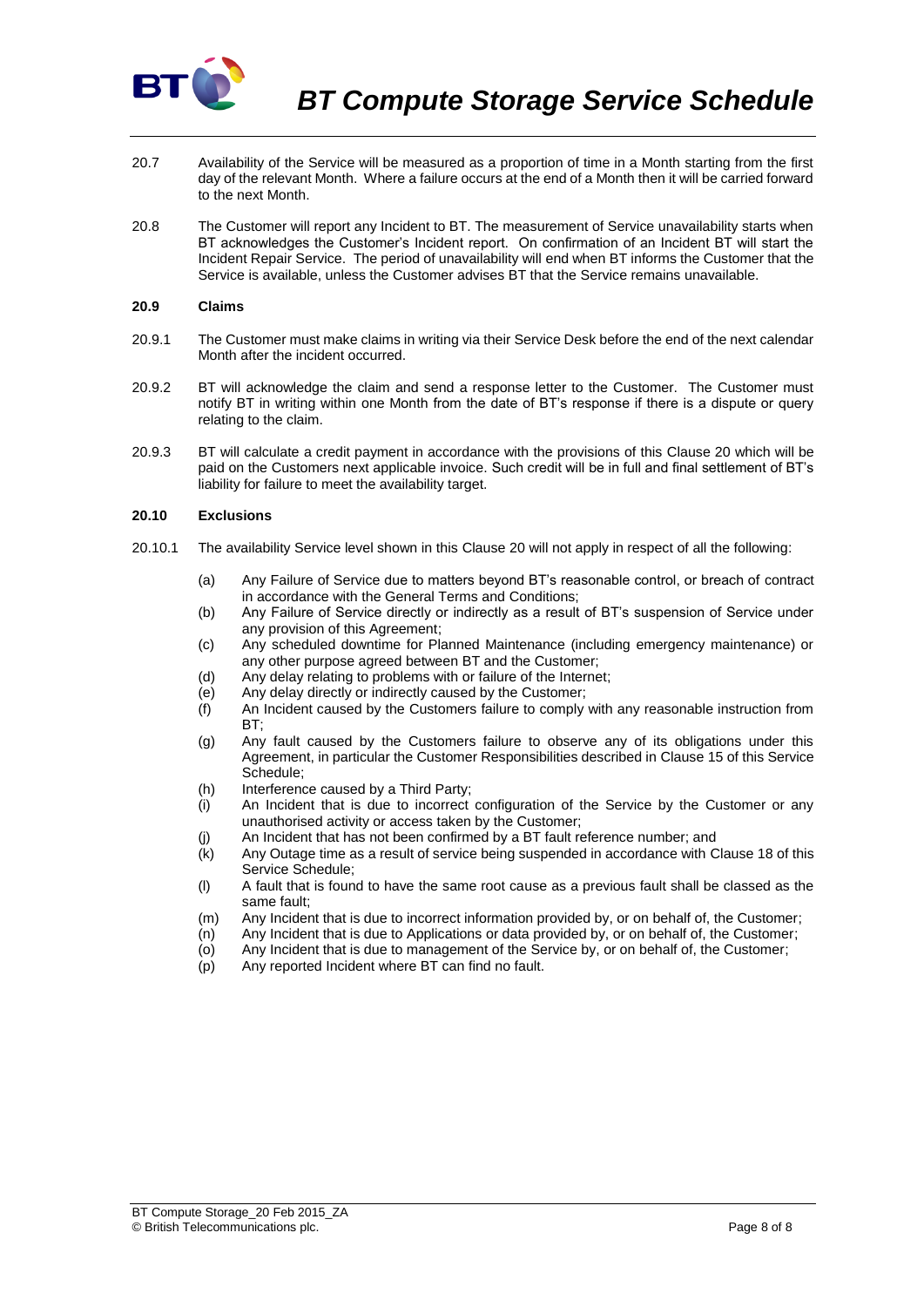20.7 Availability of the Service will be measured as a proportion of time in a Month starting from the first day of the relevant Month. Where a failure occurs at the end of a Month then it will be carried forward to the next Month.

20.8 The Customer will report any Incident to BT. The measurement of Service unavailability starts when BT acknowledges the Customer's Incident report. On confirmation of an Incident BT will start the Incident Repair Service. The period of unavailability will end when BT informs the Customer that the Service is available, unless the Customer advises BT that the Service remains unavailable.

**20.9 Claims**

20.9.1 The Customer must make claims in writing via their Service Desk before the end of the next calendar Month after the incident occurred.

20.9.2 BT will acknowledge the claim and send a response letter to the Customer. The Customer must notify BT in writing within one Month from the date of BT's response if there is a dispute or query relating to the claim.

20.9.3 BT will calculate a credit payment in accordance with the provisions of this Clause 20 which will be paid on the Customers next applicable invoice. Such credit will be in full and final settlement of BT's liability for failure to meet the availability target.

**20.10 Exclusions**

20.10.1 The availability Service level shown in this Clause 20 will not apply in respect of all the following:

- (a) Any Failure of Service due to matters beyond BT's reasonable control, or breach of contract in accordance with the General Terms and Conditions;
- (b) Any Failure of Service directly or indirectly as a result of BT's suspension of Service under any provision of this Agreement;
- (c) Any scheduled downtime for Planned Maintenance (including emergency maintenance) or any other purpose agreed between BT and the Customer;
- (d) Any delay relating to problems with or failure of the Internet;
- (e) Any delay directly or indirectly caused by the Customer;
- (f) An Incident caused by the Customers failure to comply with any reasonable instruction from BT;
- (g) Any fault caused by the Customers failure to observe any of its obligations under this Agreement, in particular the Customer Responsibilities described in Clause 15 of this Service Schedule;
- (h) Interference caused by a Third Party;
- (i) An Incident that is due to incorrect configuration of the Service by the Customer or any unauthorised activity or access taken by the Customer;
- (j) An Incident that has not been confirmed by a BT fault reference number; and
- (k) Any Outage time as a result of service being suspended in accordance with Clause 18 of this Service Schedule;
- (l) A fault that is found to have the same root cause as a previous fault shall be classed as the same fault;
- (m) Any Incident that is due to incorrect information provided by, or on behalf of, the Customer;
- (n) Any Incident that is due to Applications or data provided by, or on behalf of, the Customer;
- (o) Any Incident that is due to management of the Service by, or on behalf of, the Customer;
- (p) Any reported Incident where BT can find no fault.